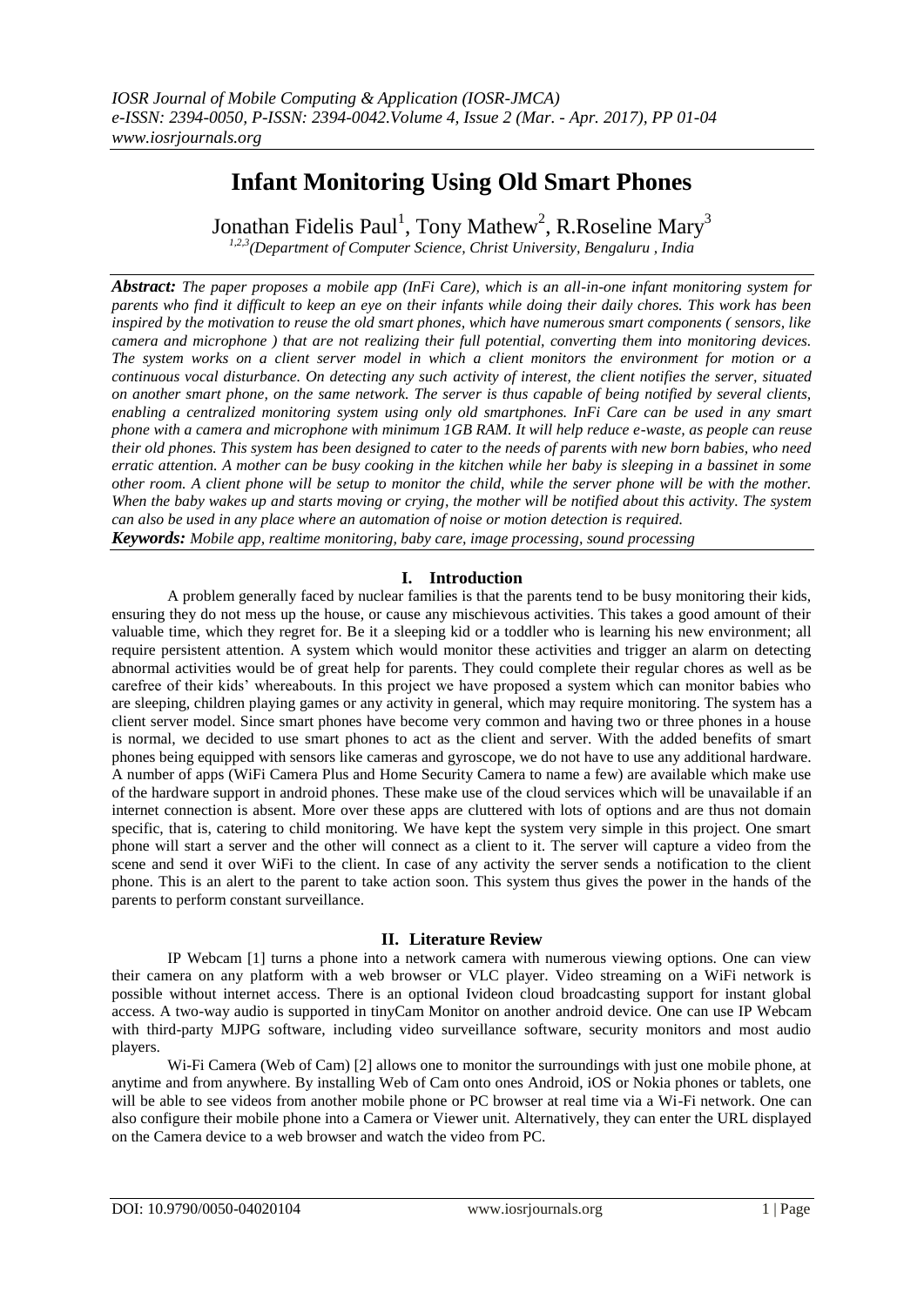# Infant Monitoring Using Old Smart Phones

Jonathan Fidelis Paul[1], Tony Mathew[2], R.Roseline Mary[3]

[1,2,3](Department of Computer Science, Christ University, Bengaluru , India

***Abstract:*** *The paper proposes a mobile app (InFi Care), which is an all-in-one infant monitoring system for parents who find it difficult to keep an eye on their infants while doing their daily chores. This work has been inspired by the motivation to reuse the old smart phones, which have numerous smart components ( sensors, like camera and microphone ) that are not realizing their full potential, converting them into monitoring devices. The system works on a client server model in which a client monitors the environment for motion or a continuous vocal disturbance. On detecting any such activity of interest, the client notifies the server, situated on another smart phone, on the same network. The server is thus capable of being notified by several clients, enabling a centralized monitoring system using only old smartphones. InFi Care can be used in any smart phone with a camera and microphone with minimum 1GB RAM. It will help reduce e-waste, as people can reuse their old phones. This system has been designed to cater to the needs of parents with new born babies, who need erratic attention. A mother can be busy cooking in the kitchen while her baby is sleeping in a bassinet in some other room. A client phone will be setup to monitor the child, while the server phone will be with the mother. When the baby wakes up and starts moving or crying, the mother will be notified about this activity. The system can also be used in any place where an automation of noise or motion detection is required.*

***Keywords:*** *Mobile app, realtime monitoring, baby care, image processing, sound processing*

## I. Introduction

A problem generally faced by nuclear families is that the parents tend to be busy monitoring their kids, ensuring they do not mess up the house, or cause any mischievous activities. This takes a good amount of their valuable time, which they regret for. Be it a sleeping kid or a toddler who is learning his new environment; all require persistent attention. A system which would monitor these activities and trigger an alarm on detecting abnormal activities would be of great help for parents. They could complete their regular chores as well as be carefree of their kids' whereabouts. In this project we have proposed a system which can monitor babies who are sleeping, children playing games or any activity in general, which may require monitoring. The system has a client server model. Since smart phones have become very common and having two or three phones in a house is normal, we decided to use smart phones to act as the client and server. With the added benefits of smart phones being equipped with sensors like cameras and gyroscope, we do not have to use any additional hardware. A number of apps (WiFi Camera Plus and Home Security Camera to name a few) are available which make use of the hardware support in android phones. These make use of the cloud services which will be unavailable if an internet connection is absent. More over these apps are cluttered with lots of options and are thus not domain specific, that is, catering to child monitoring. We have kept the system very simple in this project. One smart phone will start a server and the other will connect as a client to it. The server will capture a video from the scene and send it over WiFi to the client. In case of any activity the server sends a notification to the client phone. This is an alert to the parent to take action soon. This system thus gives the power in the hands of the parents to perform constant surveillance.

## II. Literature Review

IP Webcam [1] turns a phone into a network camera with numerous viewing options. One can view their camera on any platform with a web browser or VLC player. Video streaming on a WiFi network is possible without internet access. There is an optional Ivideon cloud broadcasting support for instant global access. A two-way audio is supported in tinyCam Monitor on another android device. One can use IP Webcam with third-party MJPG software, including video surveillance software, security monitors and most audio players.

Wi-Fi Camera (Web of Cam) [2] allows one to monitor the surroundings with just one mobile phone, at anytime and from anywhere. By installing Web of Cam onto ones Android, iOS or Nokia phones or tablets, one will be able to see videos from another mobile phone or PC browser at real time via a Wi-Fi network. One can also configure their mobile phone into a Camera or Viewer unit. Alternatively, they can enter the URL displayed on the Camera device to a web browser and watch the video from PC.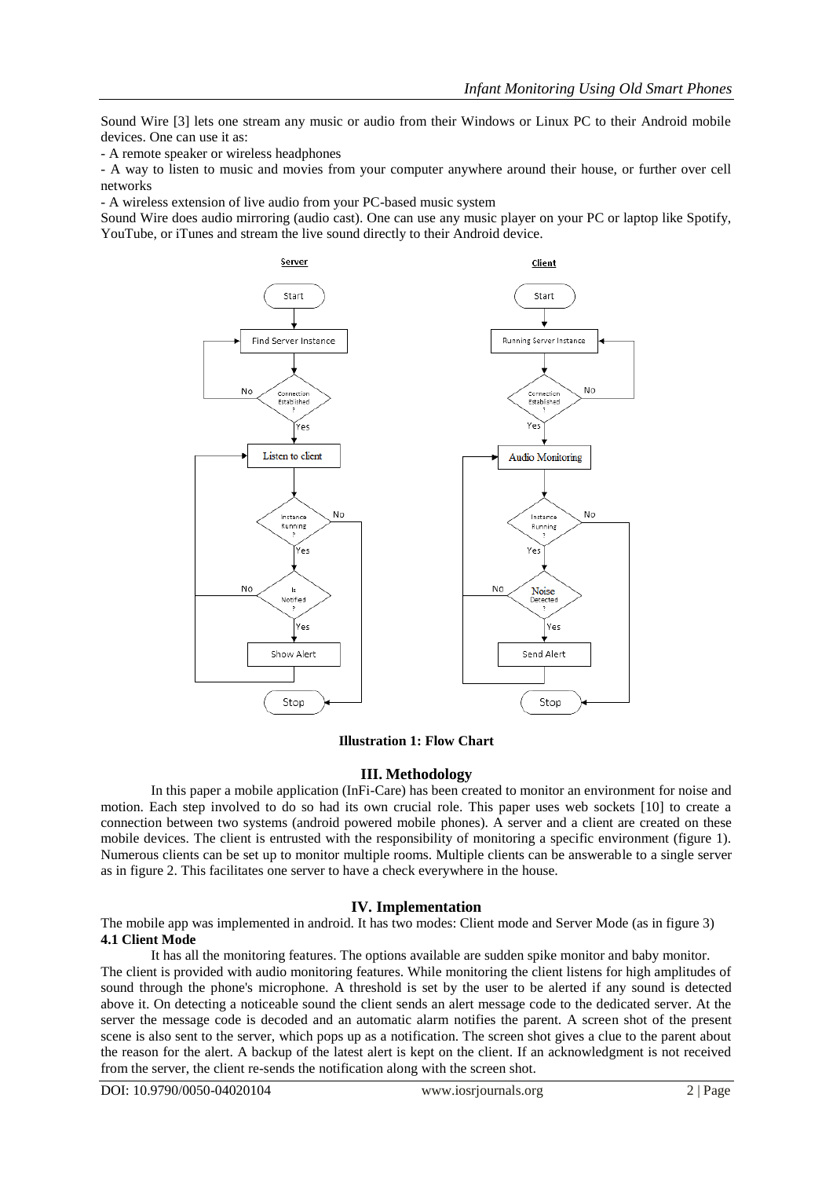Sound Wire [3] lets one stream any music or audio from their Windows or Linux PC to their Android mobile devices. One can use it as:

- A remote speaker or wireless headphones
- A way to listen to music and movies from your computer anywhere around their house, or further over cell networks
- A wireless extension of live audio from your PC-based music system

Sound Wire does audio mirroring (audio cast). One can use any music player on your PC or laptop like Spotify, YouTube, or iTunes and stream the live sound directly to their Android device.

**Illustration 1: Flow Chart**

## III. Methodology

In this paper a mobile application (InFi-Care) has been created to monitor an environment for noise and motion. Each step involved to do so had its own crucial role. This paper uses web sockets [10] to create a connection between two systems (android powered mobile phones). A server and a client are created on these mobile devices. The client is entrusted with the responsibility of monitoring a specific environment (figure 1). Numerous clients can be set up to monitor multiple rooms. Multiple clients can be answerable to a single server as in figure 2. This facilitates one server to have a check everywhere in the house.

## IV. Implementation

The mobile app was implemented in android. It has two modes: Client mode and Server Mode (as in figure 3)

### 4.1 Client Mode

It has all the monitoring features. The options available are sudden spike monitor and baby monitor. The client is provided with audio monitoring features. While monitoring the client listens for high amplitudes of sound through the phone's microphone. A threshold is set by the user to be alerted if any sound is detected above it. On detecting a noticeable sound the client sends an alert message code to the dedicated server. At the server the message code is decoded and an automatic alarm notifies the parent. A screen shot of the present scene is also sent to the server, which pops up as a notification. The screen shot gives a clue to the parent about the reason for the alert. A backup of the latest alert is kept on the client. If an acknowledgment is not received from the server, the client re-sends the notification along with the screen shot.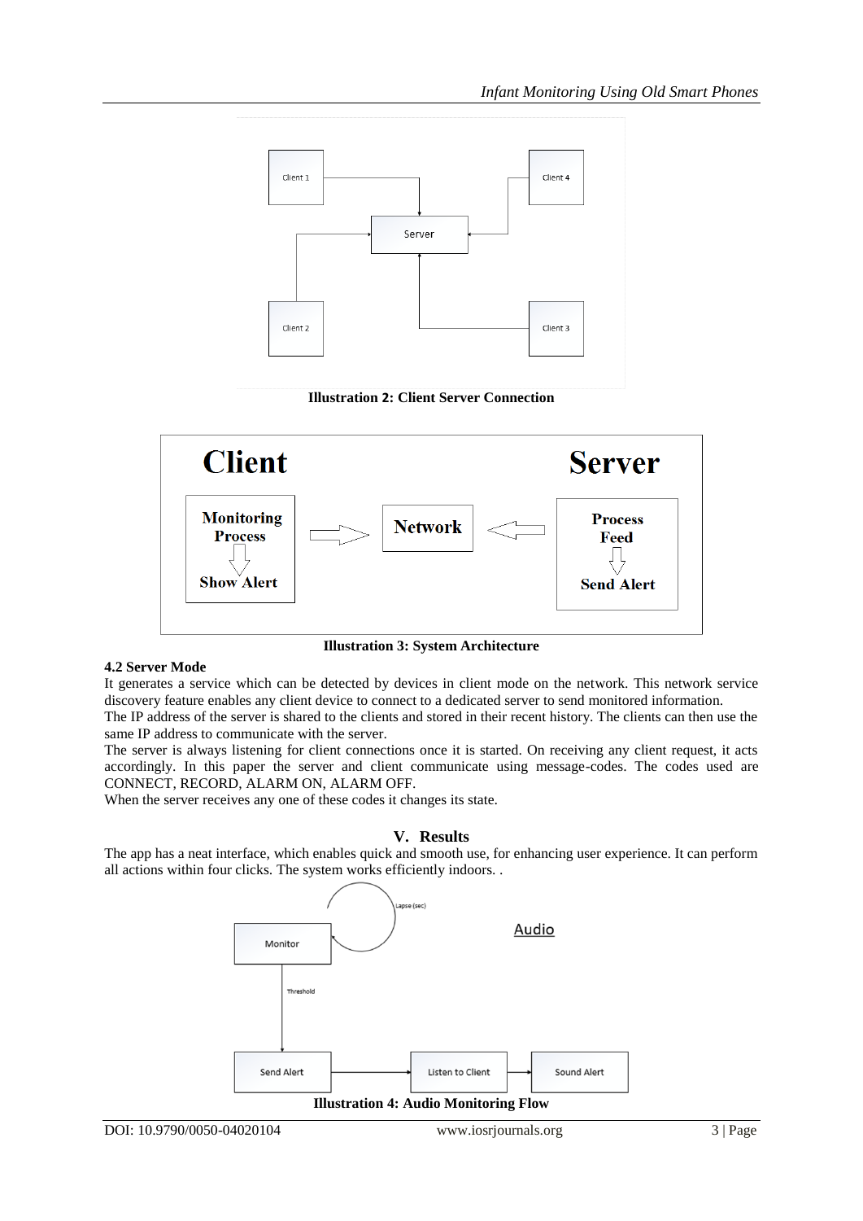Illustration 2: Client Server Connection

Illustration 3: System Architecture

**4.2 Server Mode**

It generates a service which can be detected by devices in client mode on the network. This network service discovery feature enables any client device to connect to a dedicated server to send monitored information.

The IP address of the server is shared to the clients and stored in their recent history. The clients can then use the same IP address to communicate with the server.

The server is always listening for client connections once it is started. On receiving any client request, it acts accordingly. In this paper the server and client communicate using message-codes. The codes used are CONNECT, RECORD, ALARM ON, ALARM OFF.

When the server receives any one of these codes it changes its state.

## V. Results

The app has a neat interface, which enables quick and smooth use, for enhancing user experience. It can perform all actions within four clicks. The system works efficiently indoors. .

Illustration 4: Audio Monitoring Flow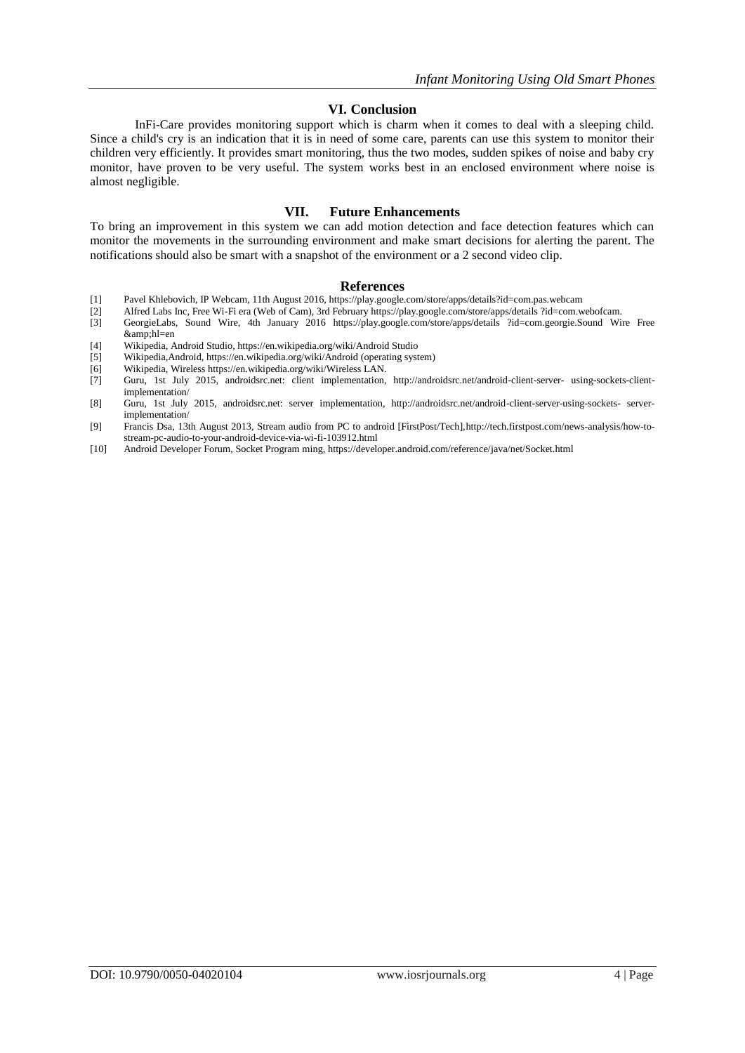## VI. Conclusion

InFi-Care provides monitoring support which is charm when it comes to deal with a sleeping child. Since a child's cry is an indication that it is in need of some care, parents can use this system to monitor their children very efficiently. It provides smart monitoring, thus the two modes, sudden spikes of noise and baby cry monitor, have proven to be very useful. The system works best in an enclosed environment where noise is almost negligible.

## VII. Future Enhancements

To bring an improvement in this system we can add motion detection and face detection features which can monitor the movements in the surrounding environment and make smart decisions for alerting the parent. The notifications should also be smart with a snapshot of the environment or a 2 second video clip.

## References

[1] Pavel Khlebovich, IP Webcam, 11th August 2016, https://play.google.com/store/apps/details?id=com.pas.webcam

[2] Alfred Labs Inc, Free Wi-Fi era (Web of Cam), 3rd February https://play.google.com/store/apps/details ?id=com.webofcam.

[3] GeorgieLabs, Sound Wire, 4th January 2016 https://play.google.com/store/apps/details ?id=com.georgie.Sound Wire Free &amp;hl=en

[4] Wikipedia, Android Studio, https://en.wikipedia.org/wiki/Android Studio

[5] Wikipedia,Android, https://en.wikipedia.org/wiki/Android (operating system)

[6] Wikipedia, Wireless https://en.wikipedia.org/wiki/Wireless LAN.

[7] Guru, 1st July 2015, androidsrc.net: client implementation, http://androidsrc.net/android-client-server- using-sockets-client-implementation/

[8] Guru, 1st July 2015, androidsrc.net: server implementation, http://androidsrc.net/android-client-server-using-sockets- server-implementation/

[9] Francis Dsa, 13th August 2013, Stream audio from PC to android [FirstPost/Tech],http://tech.firstpost.com/news-analysis/how-to-stream-pc-audio-to-your-android-device-via-wi-fi-103912.html

[10] Android Developer Forum, Socket Program ming, https://developer.android.com/reference/java/net/Socket.html